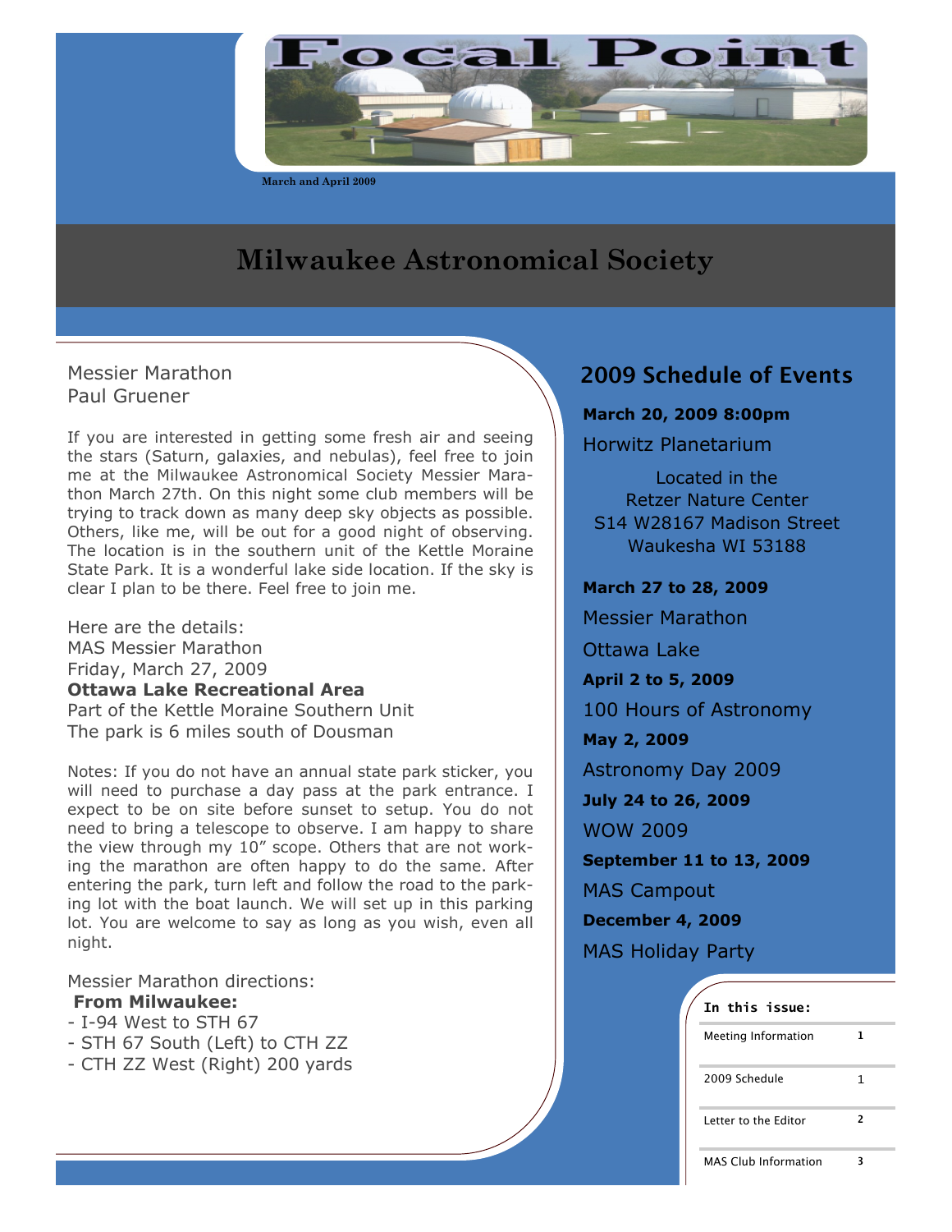# Focal Point

March and April 2009

## Milwaukee Astronomical Society

### Messier Marathon
Paul Gruener

If you are interested in getting some fresh air and seeing the stars (Saturn, galaxies, and nebulas), feel free to join me at the Milwaukee Astronomical Society Messier Marathon March 27th. On this night some club members will be trying to track down as many deep sky objects as possible. Others, like me, will be out for a good night of observing. The location is in the southern unit of the Kettle Moraine State Park. It is a wonderful lake side location. If the sky is clear I plan to be there. Feel free to join me.

Here are the details:
MAS Messier Marathon
Friday, March 27, 2009
**Ottawa Lake Recreational Area**
Part of the Kettle Moraine Southern Unit
The park is 6 miles south of Dousman

Notes: If you do not have an annual state park sticker, you will need to purchase a day pass at the park entrance. I expect to be on site before sunset to setup. You do not need to bring a telescope to observe. I am happy to share the view through my 10" scope. Others that are not working the marathon are often happy to do the same. After entering the park, turn left and follow the road to the parking lot with the boat launch. We will set up in this parking lot. You are welcome to say as long as you wish, even all night.

Messier Marathon directions:
**From Milwaukee:**
- I-94 West to STH 67
- STH 67 South (Left) to CTH ZZ
- CTH ZZ West (Right) 200 yards

## 2009 Schedule of Events

**March 20, 2009 8:00pm**
Horwitz Planetarium

Located in the
Retzer Nature Center
S14 W28167 Madison Street
Waukesha WI 53188

**March 27 to 28, 2009**
Messier Marathon
Ottawa Lake

**April 2 to 5, 2009**
100 Hours of Astronomy

**May 2, 2009**
Astronomy Day 2009

**July 24 to 26, 2009**
WOW 2009

**September 11 to 13, 2009**
MAS Campout

**December 4, 2009**
MAS Holiday Party

**In this issue:**

| | |
|---|---|
| Meeting Information | 1 |
| 2009 Schedule | 1 |
| Letter to the Editor | 2 |
| MAS Club Information | 3 |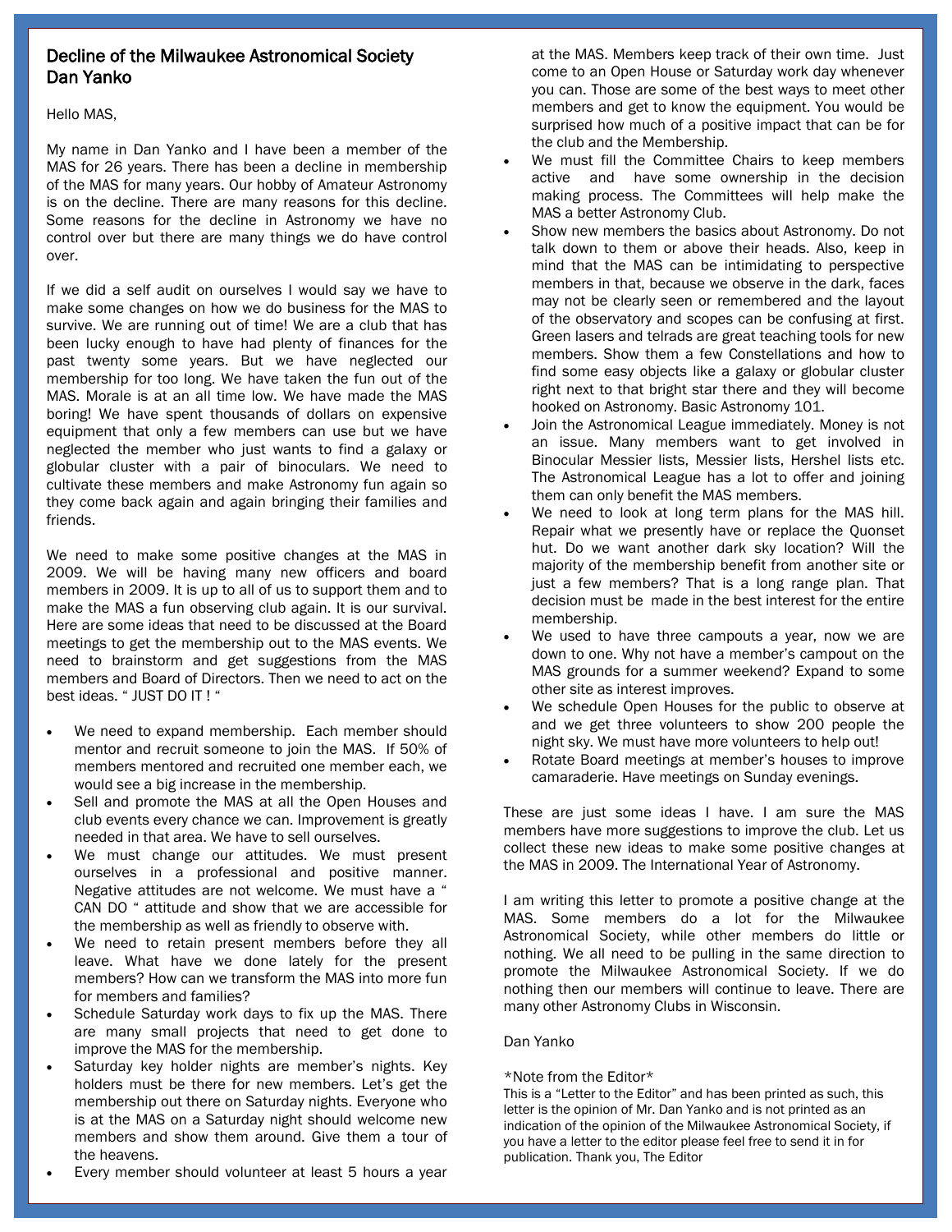## Decline of the Milwaukee Astronomical Society
## Dan Yanko

Hello MAS,

My name in Dan Yanko and I have been a member of the MAS for 26 years. There has been a decline in membership of the MAS for many years. Our hobby of Amateur Astronomy is on the decline. There are many reasons for this decline. Some reasons for the decline in Astronomy we have no control over but there are many things we do have control over.

If we did a self audit on ourselves I would say we have to make some changes on how we do business for the MAS to survive. We are running out of time! We are a club that has been lucky enough to have had plenty of finances for the past twenty some years. But we have neglected our membership for too long. We have taken the fun out of the MAS. Morale is at an all time low. We have made the MAS boring! We have spent thousands of dollars on expensive equipment that only a few members can use but we have neglected the member who just wants to find a galaxy or globular cluster with a pair of binoculars. We need to cultivate these members and make Astronomy fun again so they come back again and again bringing their families and friends.

We need to make some positive changes at the MAS in 2009. We will be having many new officers and board members in 2009. It is up to all of us to support them and to make the MAS a fun observing club again. It is our survival. Here are some ideas that need to be discussed at the Board meetings to get the membership out to the MAS events. We need to brainstorm and get suggestions from the MAS members and Board of Directors. Then we need to act on the best ideas. " JUST DO IT ! "

- We need to expand membership. Each member should mentor and recruit someone to join the MAS. If 50% of members mentored and recruited one member each, we would see a big increase in the membership.
- Sell and promote the MAS at all the Open Houses and club events every chance we can. Improvement is greatly needed in that area. We have to sell ourselves.
- We must change our attitudes. We must present ourselves in a professional and positive manner. Negative attitudes are not welcome. We must have a " CAN DO " attitude and show that we are accessible for the membership as well as friendly to observe with.
- We need to retain present members before they all leave. What have we done lately for the present members? How can we transform the MAS into more fun for members and families?
- Schedule Saturday work days to fix up the MAS. There are many small projects that need to get done to improve the MAS for the membership.
- Saturday key holder nights are member's nights. Key holders must be there for new members. Let's get the membership out there on Saturday nights. Everyone who is at the MAS on a Saturday night should welcome new members and show them around. Give them a tour of the heavens.
- Every member should volunteer at least 5 hours a year at the MAS. Members keep track of their own time. Just come to an Open House or Saturday work day whenever you can. Those are some of the best ways to meet other members and get to know the equipment. You would be surprised how much of a positive impact that can be for the club and the Membership.
- We must fill the Committee Chairs to keep members active and have some ownership in the decision making process. The Committees will help make the MAS a better Astronomy Club.
- Show new members the basics about Astronomy. Do not talk down to them or above their heads. Also, keep in mind that the MAS can be intimidating to perspective members in that, because we observe in the dark, faces may not be clearly seen or remembered and the layout of the observatory and scopes can be confusing at first. Green lasers and telrads are great teaching tools for new members. Show them a few Constellations and how to find some easy objects like a galaxy or globular cluster right next to that bright star there and they will become hooked on Astronomy. Basic Astronomy 101.
- Join the Astronomical League immediately. Money is not an issue. Many members want to get involved in Binocular Messier lists, Messier lists, Hershel lists etc. The Astronomical League has a lot to offer and joining them can only benefit the MAS members.
- We need to look at long term plans for the MAS hill. Repair what we presently have or replace the Quonset hut. Do we want another dark sky location? Will the majority of the membership benefit from another site or just a few members? That is a long range plan. That decision must be made in the best interest for the entire membership.
- We used to have three campouts a year, now we are down to one. Why not have a member's campout on the MAS grounds for a summer weekend? Expand to some other site as interest improves.
- We schedule Open Houses for the public to observe at and we get three volunteers to show 200 people the night sky. We must have more volunteers to help out!
- Rotate Board meetings at member's houses to improve camaraderie. Have meetings on Sunday evenings.

These are just some ideas I have. I am sure the MAS members have more suggestions to improve the club. Let us collect these new ideas to make some positive changes at the MAS in 2009. The International Year of Astronomy.

I am writing this letter to promote a positive change at the MAS. Some members do a lot for the Milwaukee Astronomical Society, while other members do little or nothing. We all need to be pulling in the same direction to promote the Milwaukee Astronomical Society. If we do nothing then our members will continue to leave. There are many other Astronomy Clubs in Wisconsin.

Dan Yanko

*Note from the Editor*

This is a "Letter to the Editor" and has been printed as such, this letter is the opinion of Mr. Dan Yanko and is not printed as an indication of the opinion of the Milwaukee Astronomical Society, if you have a letter to the editor please feel free to send it in for publication. Thank you, The Editor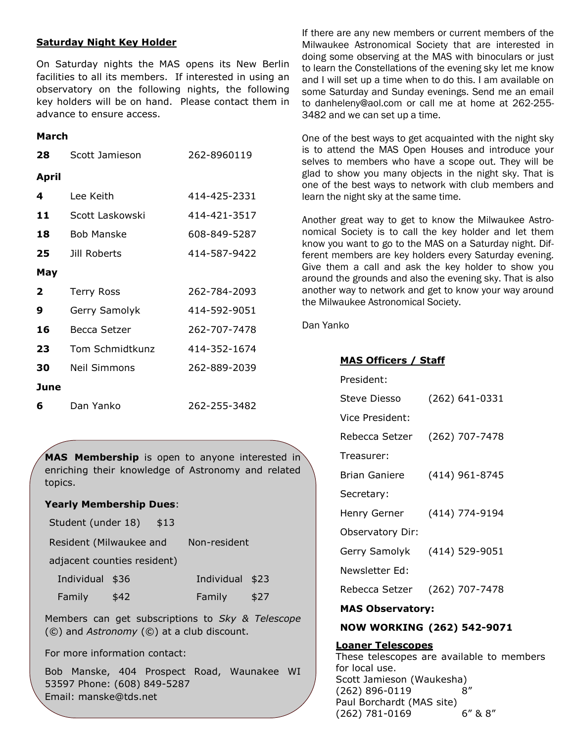## Saturday Night Key Holder

On Saturday nights the MAS opens its New Berlin facilities to all its members. If interested in using an observatory on the following nights, the following key holders will be on hand. Please contact them in advance to ensure access.

| | | |
|---|---|---|
| **March** | | |
| **28** | Scott Jamieson | 262-8960119 |
| **April** | | |
| **4** | Lee Keith | 414-425-2331 |
| **11** | Scott Laskowski | 414-421-3517 |
| **18** | Bob Manske | 608-849-5287 |
| **25** | Jill Roberts | 414-587-9422 |
| **May** | | |
| **2** | Terry Ross | 262-784-2093 |
| **9** | Gerry Samolyk | 414-592-9051 |
| **16** | Becca Setzer | 262-707-7478 |
| **23** | Tom Schmidtkunz | 414-352-1674 |
| **30** | Neil Simmons | 262-889-2039 |
| **June** | | |
| **6** | Dan Yanko | 262-255-3482 |

**MAS Membership** is open to anyone interested in enriching their knowledge of Astronomy and related topics.

**Yearly Membership Dues**:

Student (under 18) $13

| Resident (Milwaukee and adjacent counties resident) | | Non-resident | |
|---|---|---|---|
| Individual | $36 | Individual | $23 |
| Family | $42 | Family | $27 |

Members can get subscriptions to *Sky & Telescope* (©) and *Astronomy* (©) at a club discount.

For more information contact:

Bob Manske, 404 Prospect Road, Waunakee WI 53597 Phone: (608) 849-5287
Email: manske@tds.net

If there are any new members or current members of the Milwaukee Astronomical Society that are interested in doing some observing at the MAS with binoculars or just to learn the Constellations of the evening sky let me know and I will set up a time when to do this. I am available on some Saturday and Sunday evenings. Send me an email to danheleny@aol.com or call me at home at 262-255-3482 and we can set up a time.

One of the best ways to get acquainted with the night sky is to attend the MAS Open Houses and introduce your selves to members who have a scope out. They will be glad to show you many objects in the night sky. That is one of the best ways to network with club members and learn the night sky at the same time.

Another great way to get to know the Milwaukee Astronomical Society is to call the key holder and let them know you want to go to the MAS on a Saturday night. Different members are key holders every Saturday evening. Give them a call and ask the key holder to show you around the grounds and also the evening sky. That is also another way to network and get to know your way around the Milwaukee Astronomical Society.

Dan Yanko

## MAS Officers / Staff

| | |
|---|---|
| President: | |
| Steve Diesso | (262) 641-0331 |
| Vice President: | |
| Rebecca Setzer | (262) 707-7478 |
| Treasurer: | |
| Brian Ganiere | (414) 961-8745 |
| Secretary: | |
| Henry Gerner | (414) 774-9194 |
| Observatory Dir: | |
| Gerry Samolyk | (414) 529-9051 |
| Newsletter Ed: | |
| Rebecca Setzer | (262) 707-7478 |

**MAS Observatory:**

**NOW WORKING (262) 542-9071**

## Loaner Telescopes

These telescopes are available to members for local use.

Scott Jamieson (Waukesha)
(262) 896-0119 8″

Paul Borchardt (MAS site)
(262) 781-0169 6″ & 8″